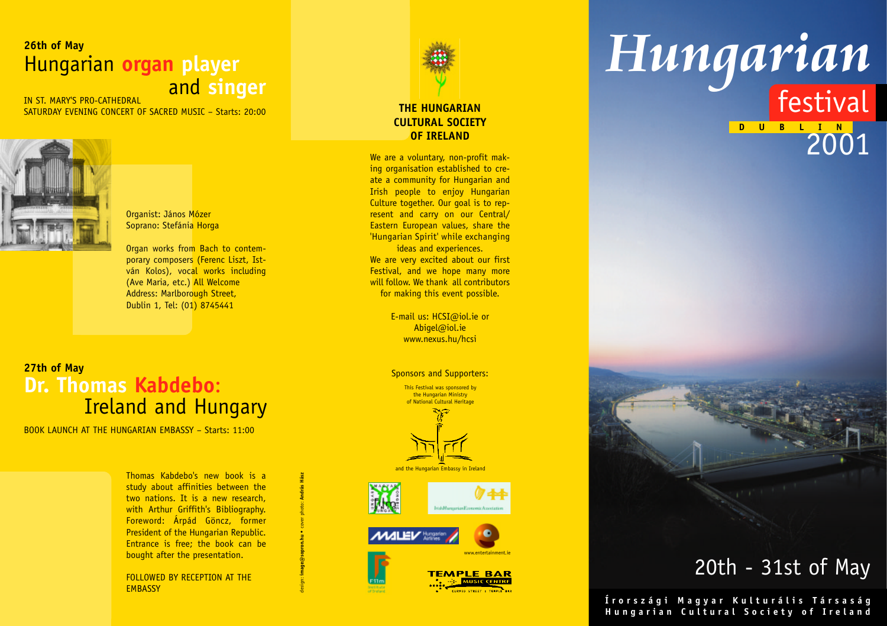## 26th of May

# Hungarian organ player and singer

IN ST. MARY'S PRO-CATHEDRAL
SATURDAY EVENING CONCERT OF SACRED MUSIC – Starts: 20:00

Organist: János Mózer
Soprano: Stefánia Horga

Organ works from Bach to contemporary composers (Ferenc Liszt, István Kolos), vocal works including (Ave Maria, etc.) All Welcome
Address: Marlborough Street, Dublin 1, Tel: (01) 8745441

## 27th of May

# Dr. Thomas Kabdebo: Ireland and Hungary

BOOK LAUNCH AT THE HUNGARIAN EMBASSY – Starts: 11:00

Thomas Kabdebo's new book is a study about affinities between the two nations. It is a new research, with Arthur Griffith's Bibliography. Foreword: Árpád Göncz, former President of the Hungarian Republic. Entrance is free; the book can be bought after the presentation.

FOLLOWED BY RECEPTION AT THE EMBASSY

design: image@sopron.hu • cover photo: András Hász

## THE HUNGARIAN CULTURAL SOCIETY OF IRELAND

We are a voluntary, non-profit making organisation established to create a community for Hungarian and Irish people to enjoy Hungarian Culture together. Our goal is to represent and carry on our Central/Eastern European values, share the 'Hungarian Spirit' while exchanging ideas and experiences.
We are very excited about our first Festival, and we hope many more will follow. We thank all contributors for making this event possible.

E-mail us: HCSI@iol.ie or Abigel@iol.ie
www.nexus.hu/hcsi

Sponsors and Supporters:

This Festival was sponsored by the Hungarian Ministry of National Cultural Heritage

and the Hungarian Embassy in Ireland

Irish Hungarian Economic Association

MALEV Hungarian Airlines

www.entertainment.ie

Film Institute of Ireland

TEMPLE BAR MUSIC CENTRE – CURVED STREET • TEMPLE BAR

# Hungarian festival

DUBLIN 2001

20th - 31st of May

Írországi Magyar Kulturális Társaság
Hungarian Cultural Society of Ireland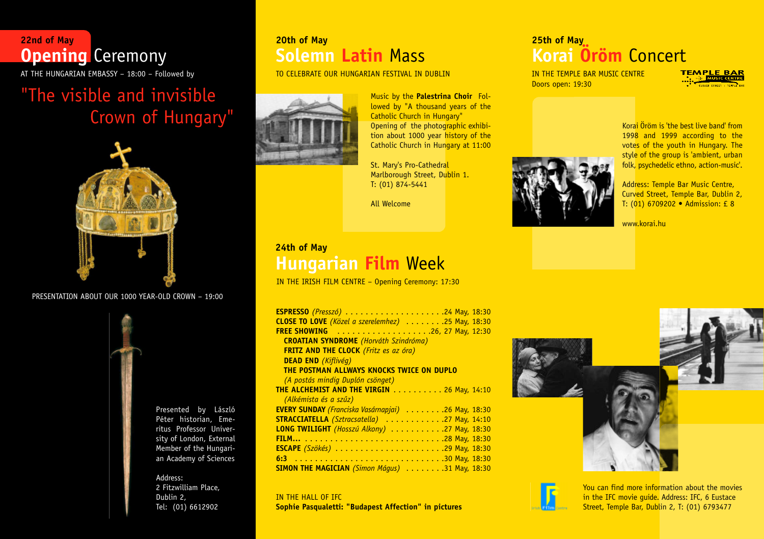## 22nd of May
# Opening Ceremony

AT THE HUNGARIAN EMBASSY – 18:00 – Followed by

## "The visible and invisible Crown of Hungary"

PRESENTATION ABOUT OUR 1000 YEAR-OLD CROWN – 19:00

Presented by László Péter historian, Emeritus Professor University of London, External Member of the Hungarian Academy of Sciences

Address:
2 Fitzwilliam Place,
Dublin 2,
Tel: (01) 6612902

## 20th of May
# Solemn Latin Mass

TO CELEBRATE OUR HUNGARIAN FESTIVAL IN DUBLIN

Music by the **Palestrina Choir** Followed by "A thousand years of the Catholic Church in Hungary" Opening of the photographic exhibition about 1000 year history of the Catholic Church in Hungary at 11:00

St. Mary's Pro-Cathedral
Marlborough Street, Dublin 1.
T: (01) 874-5441

All Welcome

## 24th of May
# Hungarian Film Week

IN THE IRISH FILM CENTRE – Opening Ceremony: 17:30

**ESPRESSO** *(Presszó)* . . . . . . . . . . . . . . . . . . . . .24 May, 18:30
**CLOSE TO LOVE** *(Közel a szerelemhez)* . . . . . . . .25 May, 18:30
**FREE SHOWING** . . . . . . . . . . . . . . . . . . .26, 27 May, 12:30
- **CROATIAN SYNDROME** *(Horváth Szindróma)*
- **FRITZ AND THE CLOCK** *(Fritz es az óra)*
- **DEAD END** *(Kiflivég)*
- **THE POSTMAN ALLWAYS KNOCKS TWICE ON DUPLO** *(A postás mindig Duplón csönget)*

**THE ALCHEMIST AND THE VIRGIN** . . . . . . . . . . 26 May, 14:10
*(Alkémista és a szûz)*
**EVERY SUNDAY** *(Franciska Vasárnapjai)* . . . . . . . .26 May, 18:30
**STRACCIATELLA** *(Sztracsatella)* . . . . . . . . . . . .27 May, 14:10
**LONG TWILIGHT** *(Hosszú Alkony)* . . . . . . . . . . .27 May, 18:30
**FILM...** . . . . . . . . . . . . . . . . . . . . . . . . . . . .28 May, 18:30
**ESCAPE** *(Szökés)* . . . . . . . . . . . . . . . . . . . . . .29 May, 18:30
**6:3** . . . . . . . . . . . . . . . . . . . . . . . . . . . . . .30 May, 18:30
**SIMON THE MAGICIAN** *(Simon Mágus)* . . . . . . . .31 May, 18:30

IN THE HALL OF IFC
**Sophie Pasqualetti: "Budapest Affection" in pictures**

## 25th of May
# Korai Öröm Concert

IN THE TEMPLE BAR MUSIC CENTRE
Doors open: 19:30

TEMPLE BAR MUSIC CENTRE

Korai Öröm is 'the best live band' from 1998 and 1999 according to the votes of the youth in Hungary. The style of the group is 'ambient, urban folk, psychedelic ethno, action-music'.

Address: Temple Bar Music Centre, Curved Street, Temple Bar, Dublin 2, T: (01) 6709202 • Admission: £ 8

www.korai.hu

You can find more information about the movies in the IFC movie guide. Address: IFC, 6 Eustace Street, Temple Bar, Dublin 2, T: (01) 6793477